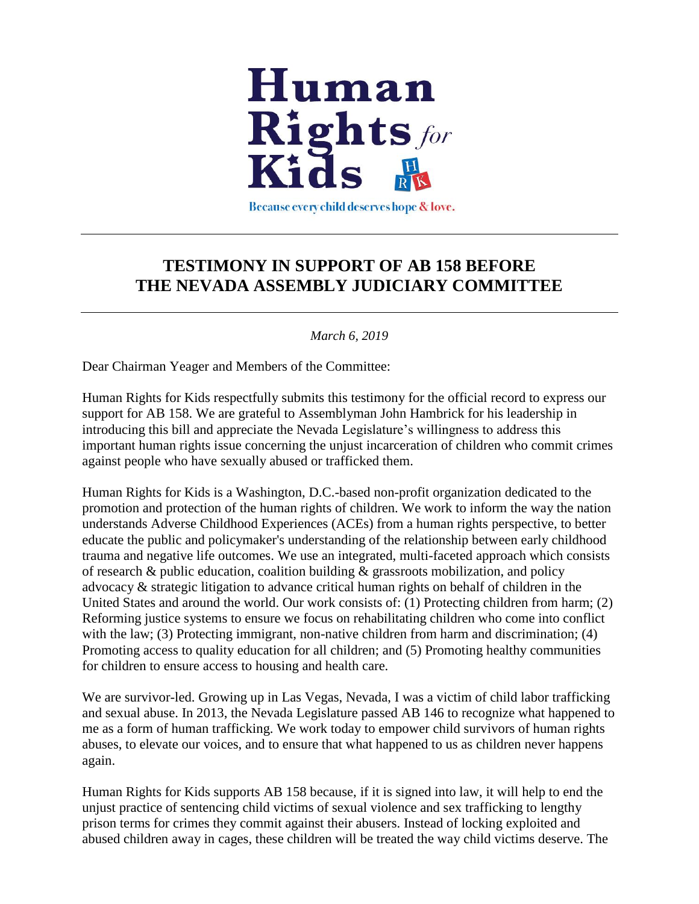# Human Rights *for* Kids

Because every child deserves hope & love.

---

## TESTIMONY IN SUPPORT OF AB 158 BEFORE THE NEVADA ASSEMBLY JUDICIARY COMMITTEE

---

*March 6, 2019*

Dear Chairman Yeager and Members of the Committee:

Human Rights for Kids respectfully submits this testimony for the official record to express our support for AB 158. We are grateful to Assemblyman John Hambrick for his leadership in introducing this bill and appreciate the Nevada Legislature's willingness to address this important human rights issue concerning the unjust incarceration of children who commit crimes against people who have sexually abused or trafficked them.

Human Rights for Kids is a Washington, D.C.-based non-profit organization dedicated to the promotion and protection of the human rights of children. We work to inform the way the nation understands Adverse Childhood Experiences (ACEs) from a human rights perspective, to better educate the public and policymaker's understanding of the relationship between early childhood trauma and negative life outcomes. We use an integrated, multi-faceted approach which consists of research & public education, coalition building & grassroots mobilization, and policy advocacy & strategic litigation to advance critical human rights on behalf of children in the United States and around the world. Our work consists of: (1) Protecting children from harm; (2) Reforming justice systems to ensure we focus on rehabilitating children who come into conflict with the law; (3) Protecting immigrant, non-native children from harm and discrimination; (4) Promoting access to quality education for all children; and (5) Promoting healthy communities for children to ensure access to housing and health care.

We are survivor-led. Growing up in Las Vegas, Nevada, I was a victim of child labor trafficking and sexual abuse. In 2013, the Nevada Legislature passed AB 146 to recognize what happened to me as a form of human trafficking. We work today to empower child survivors of human rights abuses, to elevate our voices, and to ensure that what happened to us as children never happens again.

Human Rights for Kids supports AB 158 because, if it is signed into law, it will help to end the unjust practice of sentencing child victims of sexual violence and sex trafficking to lengthy prison terms for crimes they commit against their abusers. Instead of locking exploited and abused children away in cages, these children will be treated the way child victims deserve. The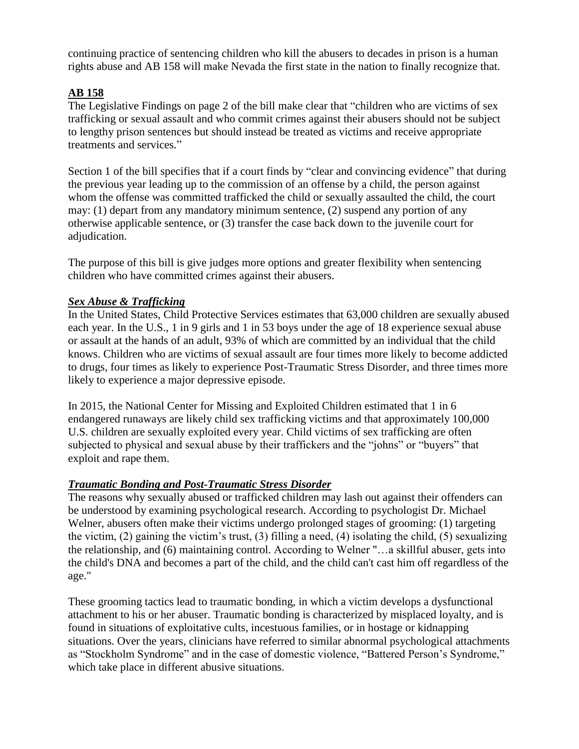continuing practice of sentencing children who kill the abusers to decades in prison is a human rights abuse and AB 158 will make Nevada the first state in the nation to finally recognize that.

## AB 158

The Legislative Findings on page 2 of the bill make clear that "children who are victims of sex trafficking or sexual assault and who commit crimes against their abusers should not be subject to lengthy prison sentences but should instead be treated as victims and receive appropriate treatments and services."

Section 1 of the bill specifies that if a court finds by "clear and convincing evidence" that during the previous year leading up to the commission of an offense by a child, the person against whom the offense was committed trafficked the child or sexually assaulted the child, the court may: (1) depart from any mandatory minimum sentence, (2) suspend any portion of any otherwise applicable sentence, or (3) transfer the case back down to the juvenile court for adjudication.

The purpose of this bill is give judges more options and greater flexibility when sentencing children who have committed crimes against their abusers.

### *Sex Abuse & Trafficking*

In the United States, Child Protective Services estimates that 63,000 children are sexually abused each year. In the U.S., 1 in 9 girls and 1 in 53 boys under the age of 18 experience sexual abuse or assault at the hands of an adult, 93% of which are committed by an individual that the child knows. Children who are victims of sexual assault are four times more likely to become addicted to drugs, four times as likely to experience Post-Traumatic Stress Disorder, and three times more likely to experience a major depressive episode.

In 2015, the National Center for Missing and Exploited Children estimated that 1 in 6 endangered runaways are likely child sex trafficking victims and that approximately 100,000 U.S. children are sexually exploited every year. Child victims of sex trafficking are often subjected to physical and sexual abuse by their traffickers and the "johns" or "buyers" that exploit and rape them.

### *Traumatic Bonding and Post-Traumatic Stress Disorder*

The reasons why sexually abused or trafficked children may lash out against their offenders can be understood by examining psychological research. According to psychologist Dr. Michael Welner, abusers often make their victims undergo prolonged stages of grooming: (1) targeting the victim, (2) gaining the victim's trust, (3) filling a need, (4) isolating the child, (5) sexualizing the relationship, and (6) maintaining control. According to Welner "…a skillful abuser, gets into the child's DNA and becomes a part of the child, and the child can't cast him off regardless of the age."

These grooming tactics lead to traumatic bonding, in which a victim develops a dysfunctional attachment to his or her abuser. Traumatic bonding is characterized by misplaced loyalty, and is found in situations of exploitative cults, incestuous families, or in hostage or kidnapping situations. Over the years, clinicians have referred to similar abnormal psychological attachments as "Stockholm Syndrome" and in the case of domestic violence, "Battered Person's Syndrome," which take place in different abusive situations.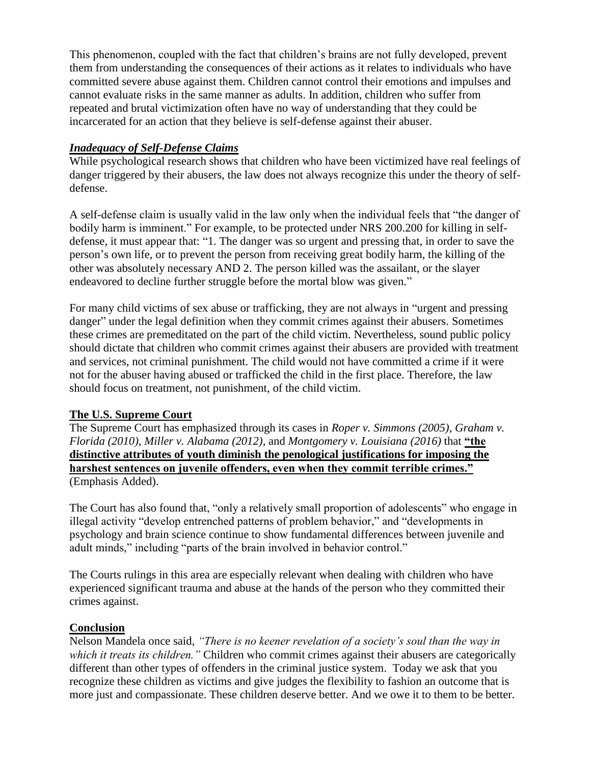This phenomenon, coupled with the fact that children's brains are not fully developed, prevent them from understanding the consequences of their actions as it relates to individuals who have committed severe abuse against them. Children cannot control their emotions and impulses and cannot evaluate risks in the same manner as adults. In addition, children who suffer from repeated and brutal victimization often have no way of understanding that they could be incarcerated for an action that they believe is self-defense against their abuser.

***Inadequacy of Self-Defense Claims***

While psychological research shows that children who have been victimized have real feelings of danger triggered by their abusers, the law does not always recognize this under the theory of self-defense.

A self-defense claim is usually valid in the law only when the individual feels that "the danger of bodily harm is imminent." For example, to be protected under NRS 200.200 for killing in self-defense, it must appear that: "1. The danger was so urgent and pressing that, in order to save the person's own life, or to prevent the person from receiving great bodily harm, the killing of the other was absolutely necessary AND 2. The person killed was the assailant, or the slayer endeavored to decline further struggle before the mortal blow was given."

For many child victims of sex abuse or trafficking, they are not always in "urgent and pressing danger" under the legal definition when they commit crimes against their abusers. Sometimes these crimes are premeditated on the part of the child victim. Nevertheless, sound public policy should dictate that children who commit crimes against their abusers are provided with treatment and services, not criminal punishment. The child would not have committed a crime if it were not for the abuser having abused or trafficked the child in the first place. Therefore, the law should focus on treatment, not punishment, of the child victim.

**The U.S. Supreme Court**

The Supreme Court has emphasized through its cases in *Roper v. Simmons (2005)*, *Graham v. Florida (2010)*, *Miller v. Alabama (2012),* and *Montgomery v. Louisiana (2016)* that **"the distinctive attributes of youth diminish the penological justifications for imposing the harshest sentences on juvenile offenders, even when they commit terrible crimes."** (Emphasis Added).

The Court has also found that, "only a relatively small proportion of adolescents" who engage in illegal activity "develop entrenched patterns of problem behavior," and "developments in psychology and brain science continue to show fundamental differences between juvenile and adult minds," including "parts of the brain involved in behavior control."

The Courts rulings in this area are especially relevant when dealing with children who have experienced significant trauma and abuse at the hands of the person who they committed their crimes against.

**Conclusion**

Nelson Mandela once said, *"There is no keener revelation of a society's soul than the way in which it treats its children."* Children who commit crimes against their abusers are categorically different than other types of offenders in the criminal justice system. Today we ask that you recognize these children as victims and give judges the flexibility to fashion an outcome that is more just and compassionate. These children deserve better. And we owe it to them to be better.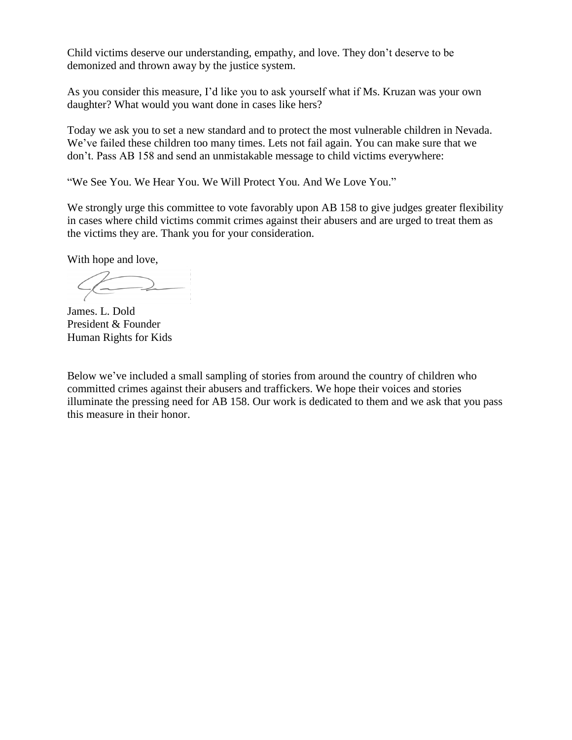Child victims deserve our understanding, empathy, and love. They don't deserve to be demonized and thrown away by the justice system.

As you consider this measure, I'd like you to ask yourself what if Ms. Kruzan was your own daughter? What would you want done in cases like hers?

Today we ask you to set a new standard and to protect the most vulnerable children in Nevada. We've failed these children too many times. Lets not fail again. You can make sure that we don't. Pass AB 158 and send an unmistakable message to child victims everywhere:

"We See You. We Hear You. We Will Protect You. And We Love You."

We strongly urge this committee to vote favorably upon AB 158 to give judges greater flexibility in cases where child victims commit crimes against their abusers and are urged to treat them as the victims they are. Thank you for your consideration.

With hope and love,

James. L. Dold
President & Founder
Human Rights for Kids

Below we've included a small sampling of stories from around the country of children who committed crimes against their abusers and traffickers. We hope their voices and stories illuminate the pressing need for AB 158. Our work is dedicated to them and we ask that you pass this measure in their honor.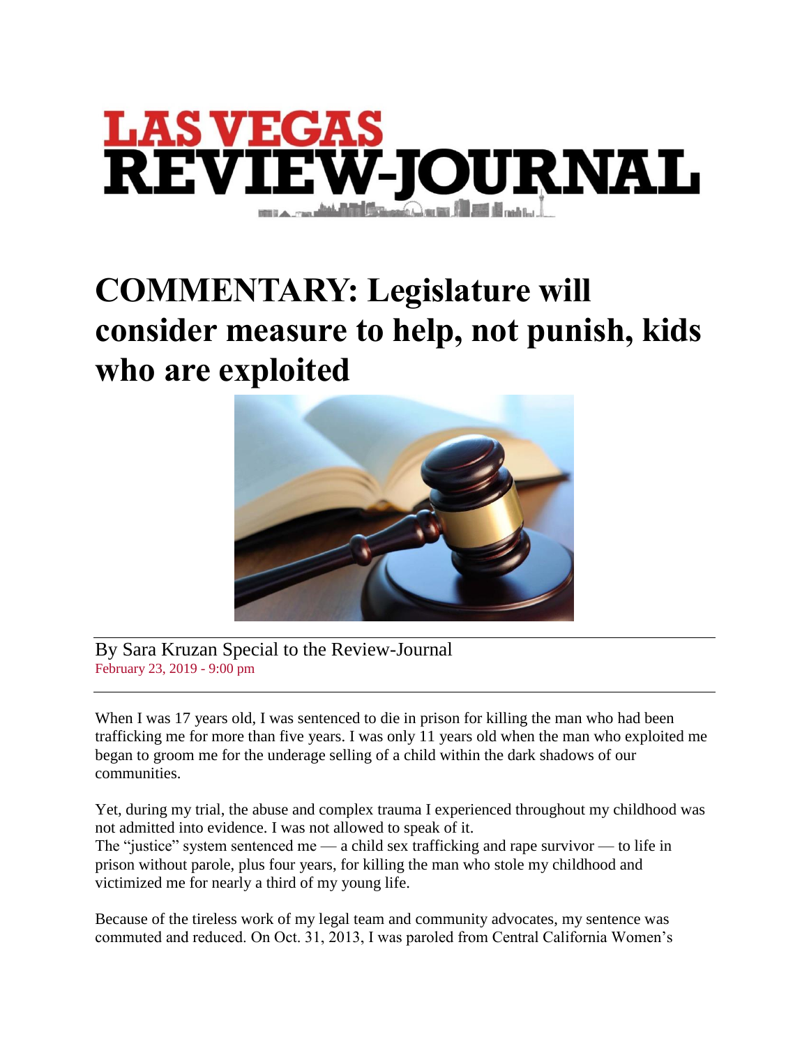# LAS VEGAS REVIEW-JOURNAL

# COMMENTARY: Legislature will consider measure to help, not punish, kids who are exploited

By Sara Kruzan Special to the Review-Journal
February 23, 2019 - 9:00 pm

When I was 17 years old, I was sentenced to die in prison for killing the man who had been trafficking me for more than five years. I was only 11 years old when the man who exploited me began to groom me for the underage selling of a child within the dark shadows of our communities.

Yet, during my trial, the abuse and complex trauma I experienced throughout my childhood was not admitted into evidence. I was not allowed to speak of it.
The "justice" system sentenced me — a child sex trafficking and rape survivor — to life in prison without parole, plus four years, for killing the man who stole my childhood and victimized me for nearly a third of my young life.

Because of the tireless work of my legal team and community advocates, my sentence was commuted and reduced. On Oct. 31, 2013, I was paroled from Central California Women's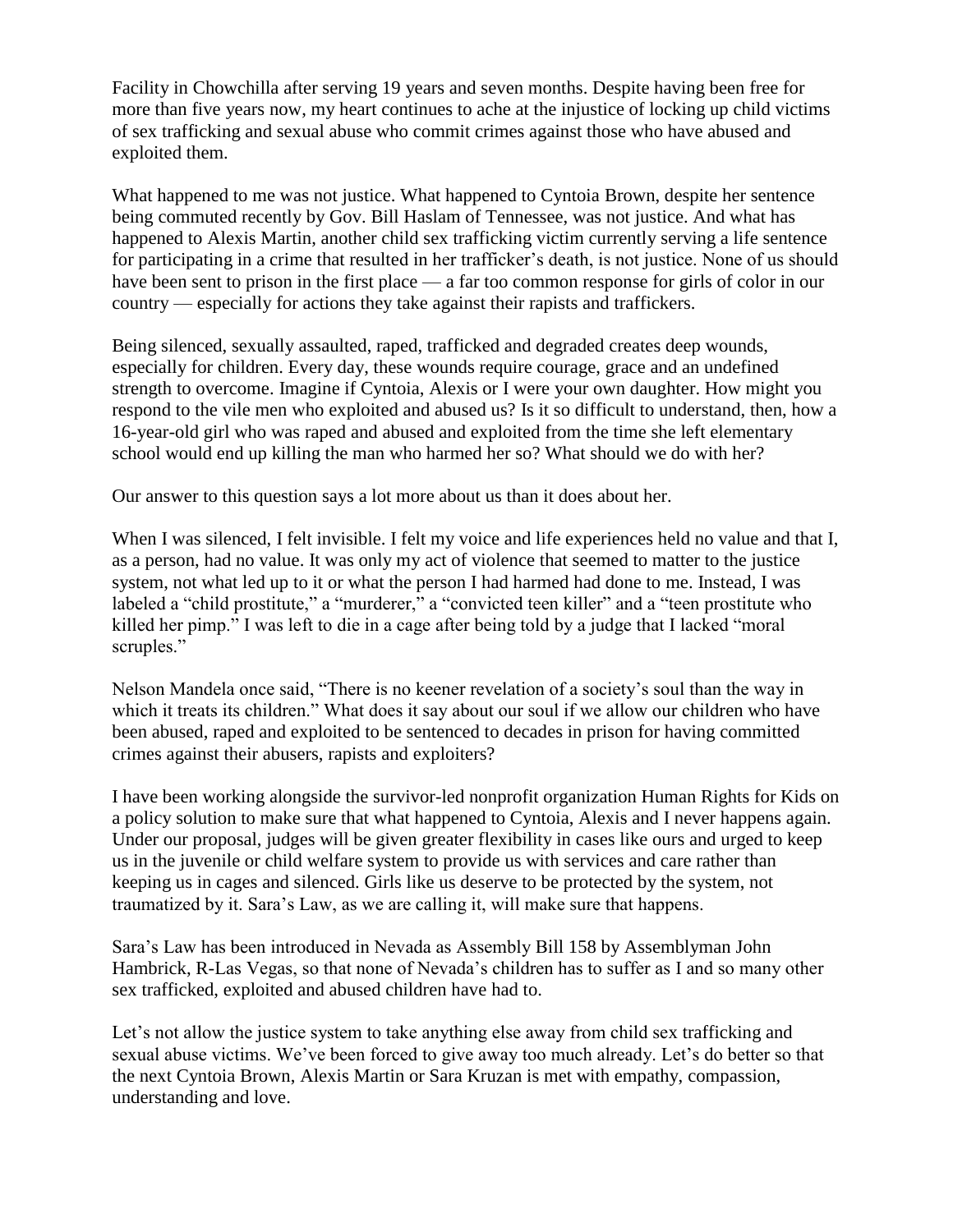Facility in Chowchilla after serving 19 years and seven months. Despite having been free for more than five years now, my heart continues to ache at the injustice of locking up child victims of sex trafficking and sexual abuse who commit crimes against those who have abused and exploited them.

What happened to me was not justice. What happened to Cyntoia Brown, despite her sentence being commuted recently by Gov. Bill Haslam of Tennessee, was not justice. And what has happened to Alexis Martin, another child sex trafficking victim currently serving a life sentence for participating in a crime that resulted in her trafficker's death, is not justice. None of us should have been sent to prison in the first place — a far too common response for girls of color in our country — especially for actions they take against their rapists and traffickers.

Being silenced, sexually assaulted, raped, trafficked and degraded creates deep wounds, especially for children. Every day, these wounds require courage, grace and an undefined strength to overcome. Imagine if Cyntoia, Alexis or I were your own daughter. How might you respond to the vile men who exploited and abused us? Is it so difficult to understand, then, how a 16-year-old girl who was raped and abused and exploited from the time she left elementary school would end up killing the man who harmed her so? What should we do with her?

Our answer to this question says a lot more about us than it does about her.

When I was silenced, I felt invisible. I felt my voice and life experiences held no value and that I, as a person, had no value. It was only my act of violence that seemed to matter to the justice system, not what led up to it or what the person I had harmed had done to me. Instead, I was labeled a "child prostitute," a "murderer," a "convicted teen killer" and a "teen prostitute who killed her pimp." I was left to die in a cage after being told by a judge that I lacked "moral scruples."

Nelson Mandela once said, "There is no keener revelation of a society's soul than the way in which it treats its children." What does it say about our soul if we allow our children who have been abused, raped and exploited to be sentenced to decades in prison for having committed crimes against their abusers, rapists and exploiters?

I have been working alongside the survivor-led nonprofit organization Human Rights for Kids on a policy solution to make sure that what happened to Cyntoia, Alexis and I never happens again. Under our proposal, judges will be given greater flexibility in cases like ours and urged to keep us in the juvenile or child welfare system to provide us with services and care rather than keeping us in cages and silenced. Girls like us deserve to be protected by the system, not traumatized by it. Sara's Law, as we are calling it, will make sure that happens.

Sara's Law has been introduced in Nevada as Assembly Bill 158 by Assemblyman John Hambrick, R-Las Vegas, so that none of Nevada's children has to suffer as I and so many other sex trafficked, exploited and abused children have had to.

Let's not allow the justice system to take anything else away from child sex trafficking and sexual abuse victims. We've been forced to give away too much already. Let's do better so that the next Cyntoia Brown, Alexis Martin or Sara Kruzan is met with empathy, compassion, understanding and love.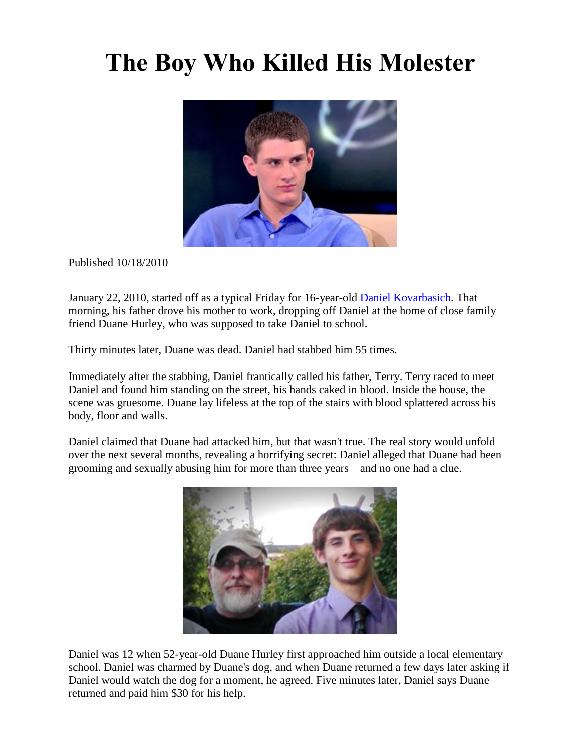# The Boy Who Killed His Molester

Published 10/18/2010

January 22, 2010, started off as a typical Friday for 16-year-old Daniel Kovarbasich. That morning, his father drove his mother to work, dropping off Daniel at the home of close family friend Duane Hurley, who was supposed to take Daniel to school.

Thirty minutes later, Duane was dead. Daniel had stabbed him 55 times.

Immediately after the stabbing, Daniel frantically called his father, Terry. Terry raced to meet Daniel and found him standing on the street, his hands caked in blood. Inside the house, the scene was gruesome. Duane lay lifeless at the top of the stairs with blood splattered across his body, floor and walls.

Daniel claimed that Duane had attacked him, but that wasn't true. The real story would unfold over the next several months, revealing a horrifying secret: Daniel alleged that Duane had been grooming and sexually abusing him for more than three years—and no one had a clue.

Daniel was 12 when 52-year-old Duane Hurley first approached him outside a local elementary school. Daniel was charmed by Duane's dog, and when Duane returned a few days later asking if Daniel would watch the dog for a moment, he agreed. Five minutes later, Daniel says Duane returned and paid him $30 for his help.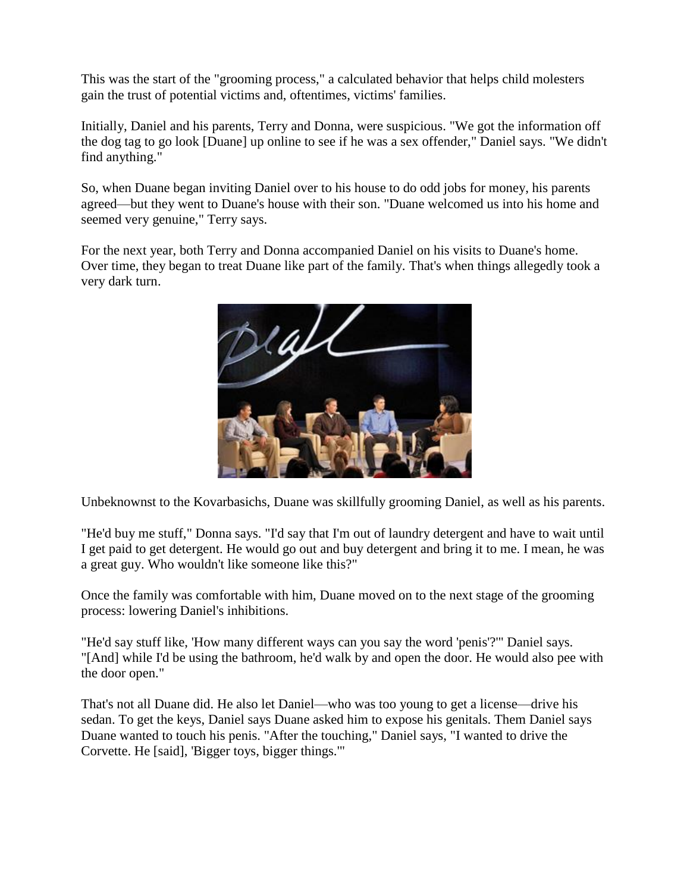This was the start of the "grooming process," a calculated behavior that helps child molesters gain the trust of potential victims and, oftentimes, victims' families.

Initially, Daniel and his parents, Terry and Donna, were suspicious. "We got the information off the dog tag to go look [Duane] up online to see if he was a sex offender," Daniel says. "We didn't find anything."

So, when Duane began inviting Daniel over to his house to do odd jobs for money, his parents agreed—but they went to Duane's house with their son. "Duane welcomed us into his home and seemed very genuine," Terry says.

For the next year, both Terry and Donna accompanied Daniel on his visits to Duane's home. Over time, they began to treat Duane like part of the family. That's when things allegedly took a very dark turn.

Unbeknownst to the Kovarbasichs, Duane was skillfully grooming Daniel, as well as his parents.

"He'd buy me stuff," Donna says. "I'd say that I'm out of laundry detergent and have to wait until I get paid to get detergent. He would go out and buy detergent and bring it to me. I mean, he was a great guy. Who wouldn't like someone like this?"

Once the family was comfortable with him, Duane moved on to the next stage of the grooming process: lowering Daniel's inhibitions.

"He'd say stuff like, 'How many different ways can you say the word 'penis'?'" Daniel says. "[And] while I'd be using the bathroom, he'd walk by and open the door. He would also pee with the door open."

That's not all Duane did. He also let Daniel—who was too young to get a license—drive his sedan. To get the keys, Daniel says Duane asked him to expose his genitals. Them Daniel says Duane wanted to touch his penis. "After the touching," Daniel says, "I wanted to drive the Corvette. He [said], 'Bigger toys, bigger things.'"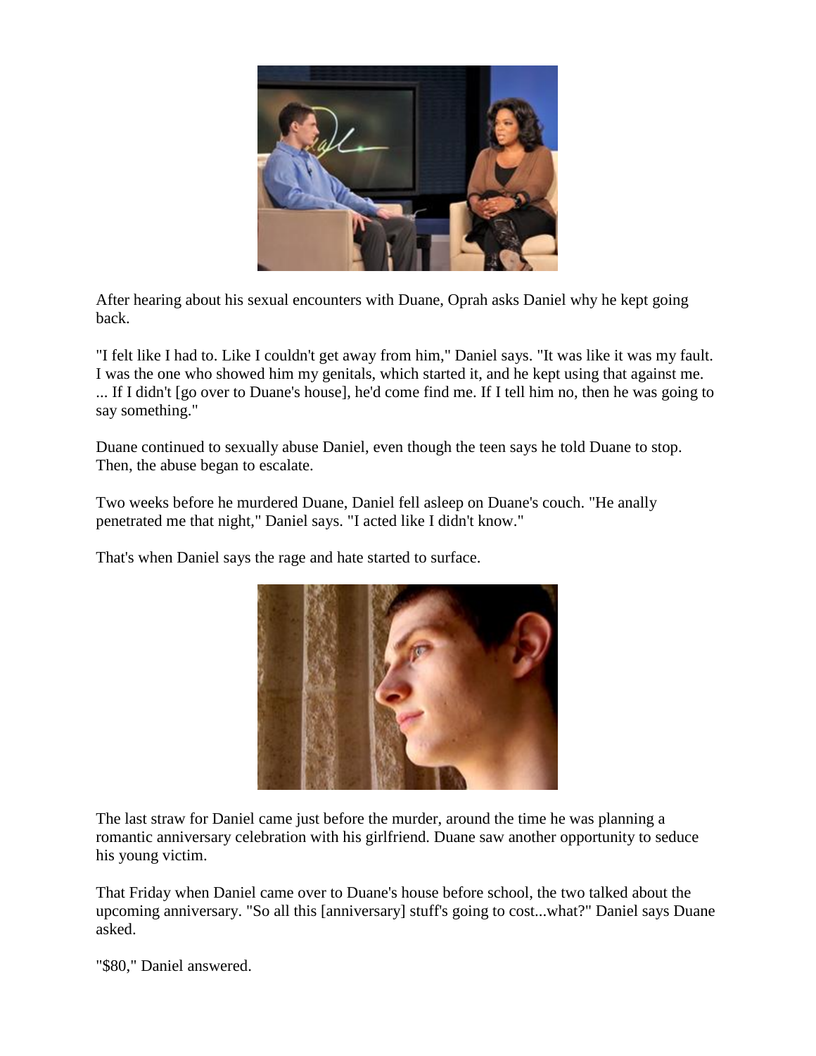After hearing about his sexual encounters with Duane, Oprah asks Daniel why he kept going back.

"I felt like I had to. Like I couldn't get away from him," Daniel says. "It was like it was my fault. I was the one who showed him my genitals, which started it, and he kept using that against me. ... If I didn't [go over to Duane's house], he'd come find me. If I tell him no, then he was going to say something."

Duane continued to sexually abuse Daniel, even though the teen says he told Duane to stop. Then, the abuse began to escalate.

Two weeks before he murdered Duane, Daniel fell asleep on Duane's couch. "He anally penetrated me that night," Daniel says. "I acted like I didn't know."

That's when Daniel says the rage and hate started to surface.

The last straw for Daniel came just before the murder, around the time he was planning a romantic anniversary celebration with his girlfriend. Duane saw another opportunity to seduce his young victim.

That Friday when Daniel came over to Duane's house before school, the two talked about the upcoming anniversary. "So all this [anniversary] stuff's going to cost...what?" Daniel says Duane asked.

"$80," Daniel answered.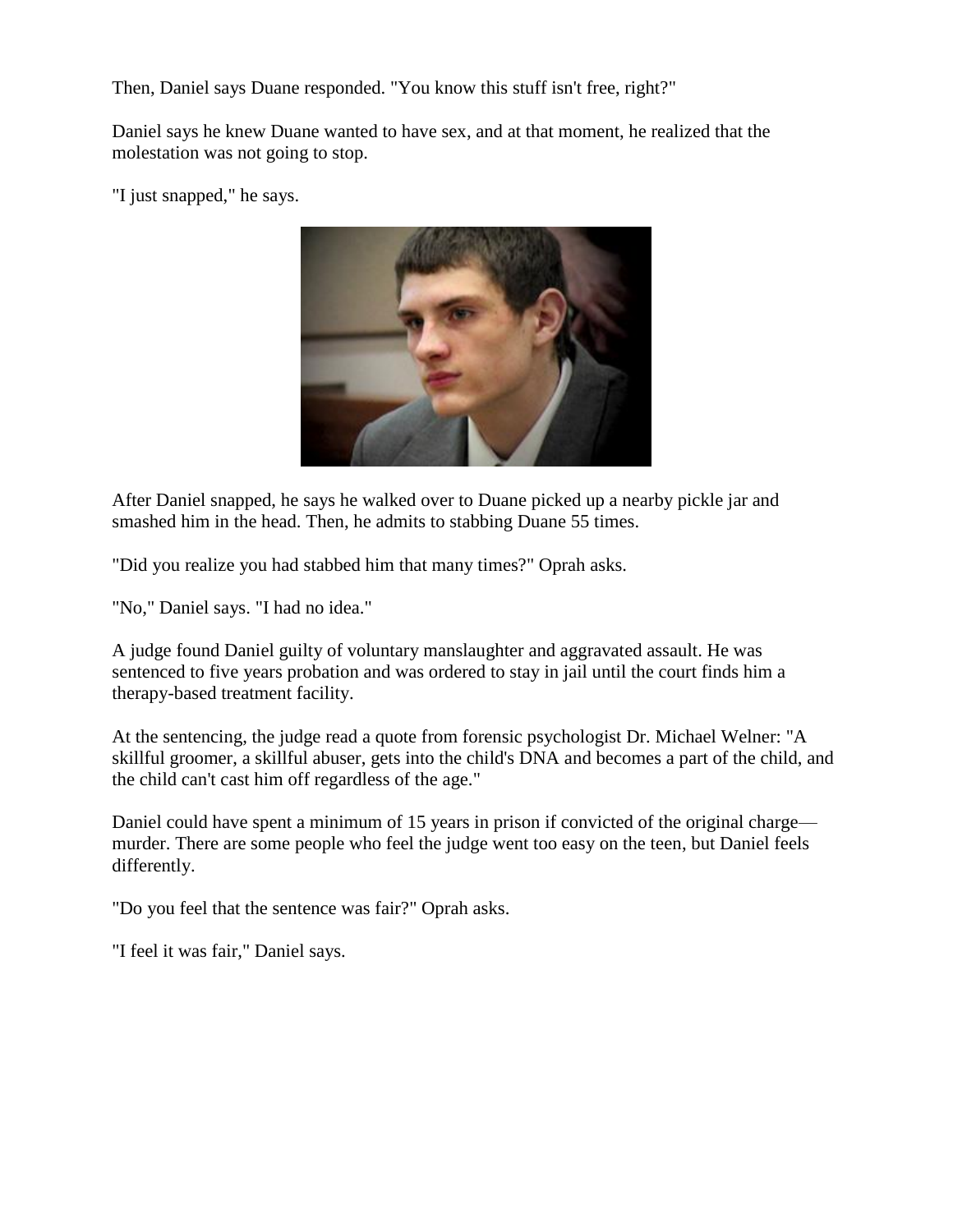Then, Daniel says Duane responded. "You know this stuff isn't free, right?"

Daniel says he knew Duane wanted to have sex, and at that moment, he realized that the molestation was not going to stop.

"I just snapped," he says.

After Daniel snapped, he says he walked over to Duane picked up a nearby pickle jar and smashed him in the head. Then, he admits to stabbing Duane 55 times.

"Did you realize you had stabbed him that many times?" Oprah asks.

"No," Daniel says. "I had no idea."

A judge found Daniel guilty of voluntary manslaughter and aggravated assault. He was sentenced to five years probation and was ordered to stay in jail until the court finds him a therapy-based treatment facility.

At the sentencing, the judge read a quote from forensic psychologist Dr. Michael Welner: "A skillful groomer, a skillful abuser, gets into the child's DNA and becomes a part of the child, and the child can't cast him off regardless of the age."

Daniel could have spent a minimum of 15 years in prison if convicted of the original charge—murder. There are some people who feel the judge went too easy on the teen, but Daniel feels differently.

"Do you feel that the sentence was fair?" Oprah asks.

"I feel it was fair," Daniel says.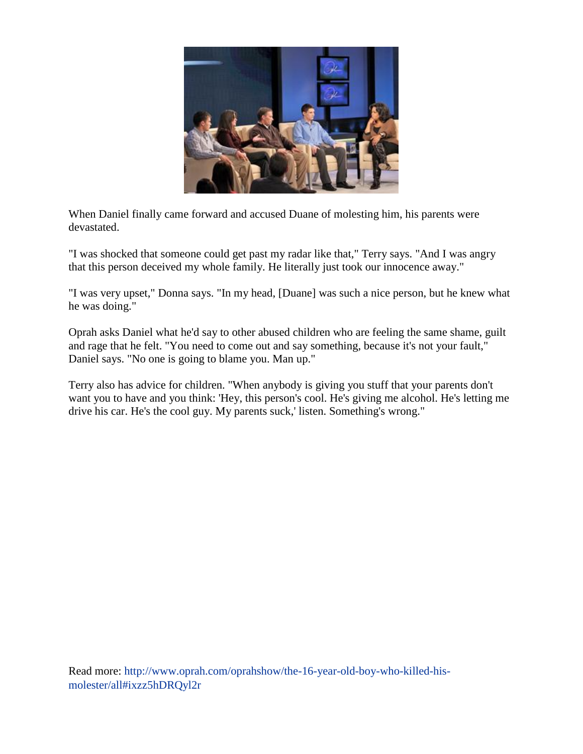When Daniel finally came forward and accused Duane of molesting him, his parents were devastated.

"I was shocked that someone could get past my radar like that," Terry says. "And I was angry that this person deceived my whole family. He literally just took our innocence away."

"I was very upset," Donna says. "In my head, [Duane] was such a nice person, but he knew what he was doing."

Oprah asks Daniel what he'd say to other abused children who are feeling the same shame, guilt and rage that he felt. "You need to come out and say something, because it's not your fault," Daniel says. "No one is going to blame you. Man up."

Terry also has advice for children. "When anybody is giving you stuff that your parents don't want you to have and you think: 'Hey, this person's cool. He's giving me alcohol. He's letting me drive his car. He's the cool guy. My parents suck,' listen. Something's wrong."

Read more: http://www.oprah.com/oprahshow/the-16-year-old-boy-who-killed-his-molester/all#ixzz5hDRQyl2r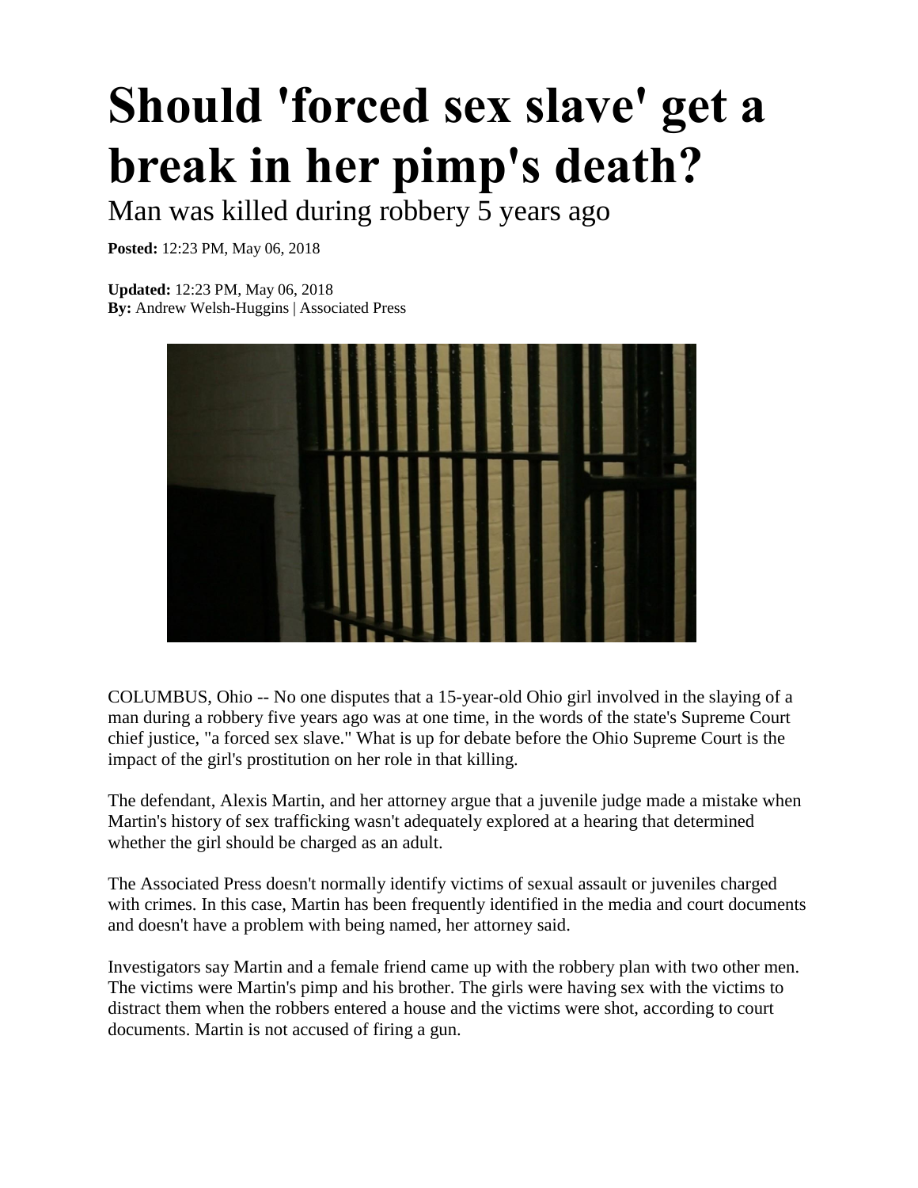# Should 'forced sex slave' get a break in her pimp's death?

Man was killed during robbery 5 years ago

**Posted:** 12:23 PM, May 06, 2018

**Updated:** 12:23 PM, May 06, 2018
**By:** Andrew Welsh-Huggins | Associated Press

COLUMBUS, Ohio -- No one disputes that a 15-year-old Ohio girl involved in the slaying of a man during a robbery five years ago was at one time, in the words of the state's Supreme Court chief justice, "a forced sex slave." What is up for debate before the Ohio Supreme Court is the impact of the girl's prostitution on her role in that killing.

The defendant, Alexis Martin, and her attorney argue that a juvenile judge made a mistake when Martin's history of sex trafficking wasn't adequately explored at a hearing that determined whether the girl should be charged as an adult.

The Associated Press doesn't normally identify victims of sexual assault or juveniles charged with crimes. In this case, Martin has been frequently identified in the media and court documents and doesn't have a problem with being named, her attorney said.

Investigators say Martin and a female friend came up with the robbery plan with two other men. The victims were Martin's pimp and his brother. The girls were having sex with the victims to distract them when the robbers entered a house and the victims were shot, according to court documents. Martin is not accused of firing a gun.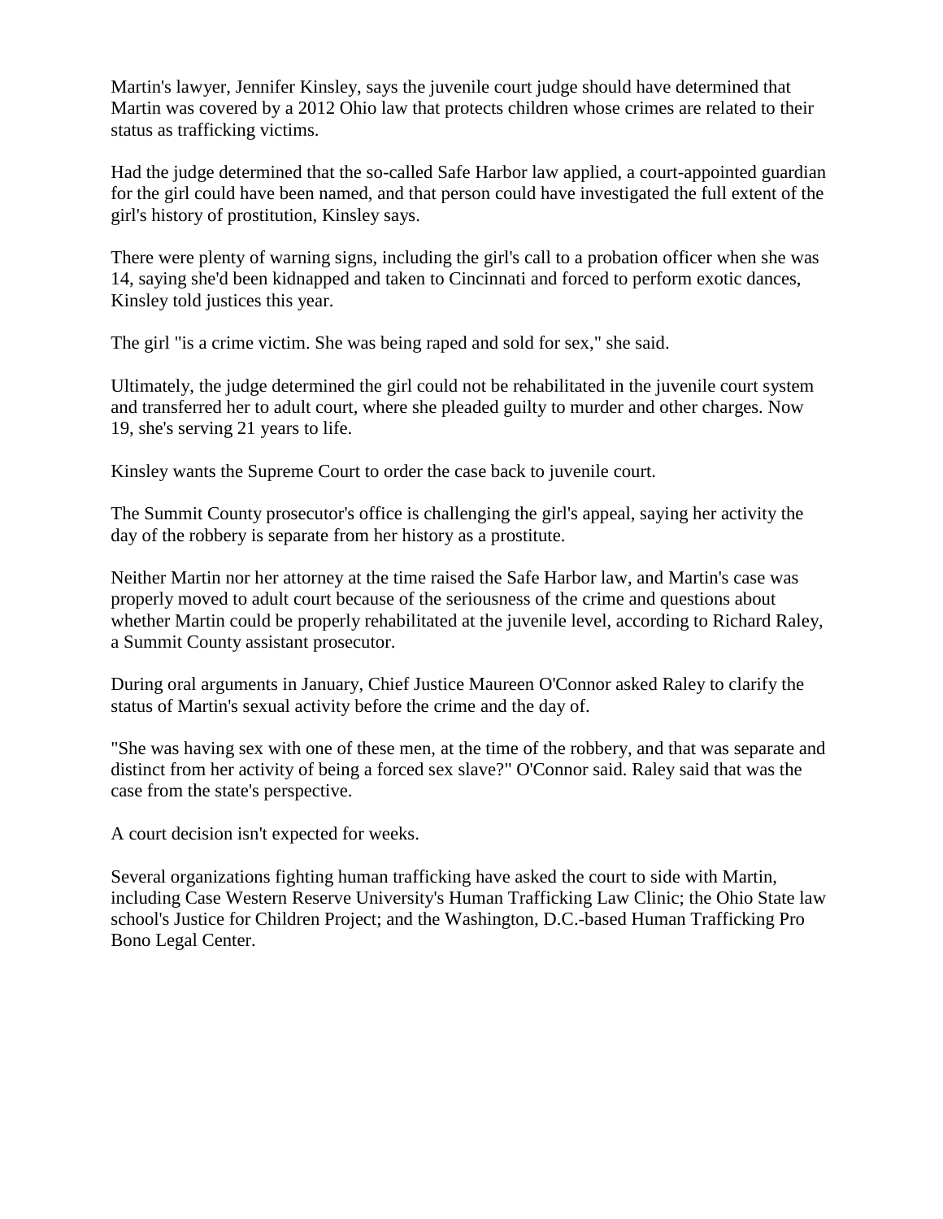Martin's lawyer, Jennifer Kinsley, says the juvenile court judge should have determined that Martin was covered by a 2012 Ohio law that protects children whose crimes are related to their status as trafficking victims.

Had the judge determined that the so-called Safe Harbor law applied, a court-appointed guardian for the girl could have been named, and that person could have investigated the full extent of the girl's history of prostitution, Kinsley says.

There were plenty of warning signs, including the girl's call to a probation officer when she was 14, saying she'd been kidnapped and taken to Cincinnati and forced to perform exotic dances, Kinsley told justices this year.

The girl "is a crime victim. She was being raped and sold for sex," she said.

Ultimately, the judge determined the girl could not be rehabilitated in the juvenile court system and transferred her to adult court, where she pleaded guilty to murder and other charges. Now 19, she's serving 21 years to life.

Kinsley wants the Supreme Court to order the case back to juvenile court.

The Summit County prosecutor's office is challenging the girl's appeal, saying her activity the day of the robbery is separate from her history as a prostitute.

Neither Martin nor her attorney at the time raised the Safe Harbor law, and Martin's case was properly moved to adult court because of the seriousness of the crime and questions about whether Martin could be properly rehabilitated at the juvenile level, according to Richard Raley, a Summit County assistant prosecutor.

During oral arguments in January, Chief Justice Maureen O'Connor asked Raley to clarify the status of Martin's sexual activity before the crime and the day of.

"She was having sex with one of these men, at the time of the robbery, and that was separate and distinct from her activity of being a forced sex slave?" O'Connor said. Raley said that was the case from the state's perspective.

A court decision isn't expected for weeks.

Several organizations fighting human trafficking have asked the court to side with Martin, including Case Western Reserve University's Human Trafficking Law Clinic; the Ohio State law school's Justice for Children Project; and the Washington, D.C.-based Human Trafficking Pro Bono Legal Center.